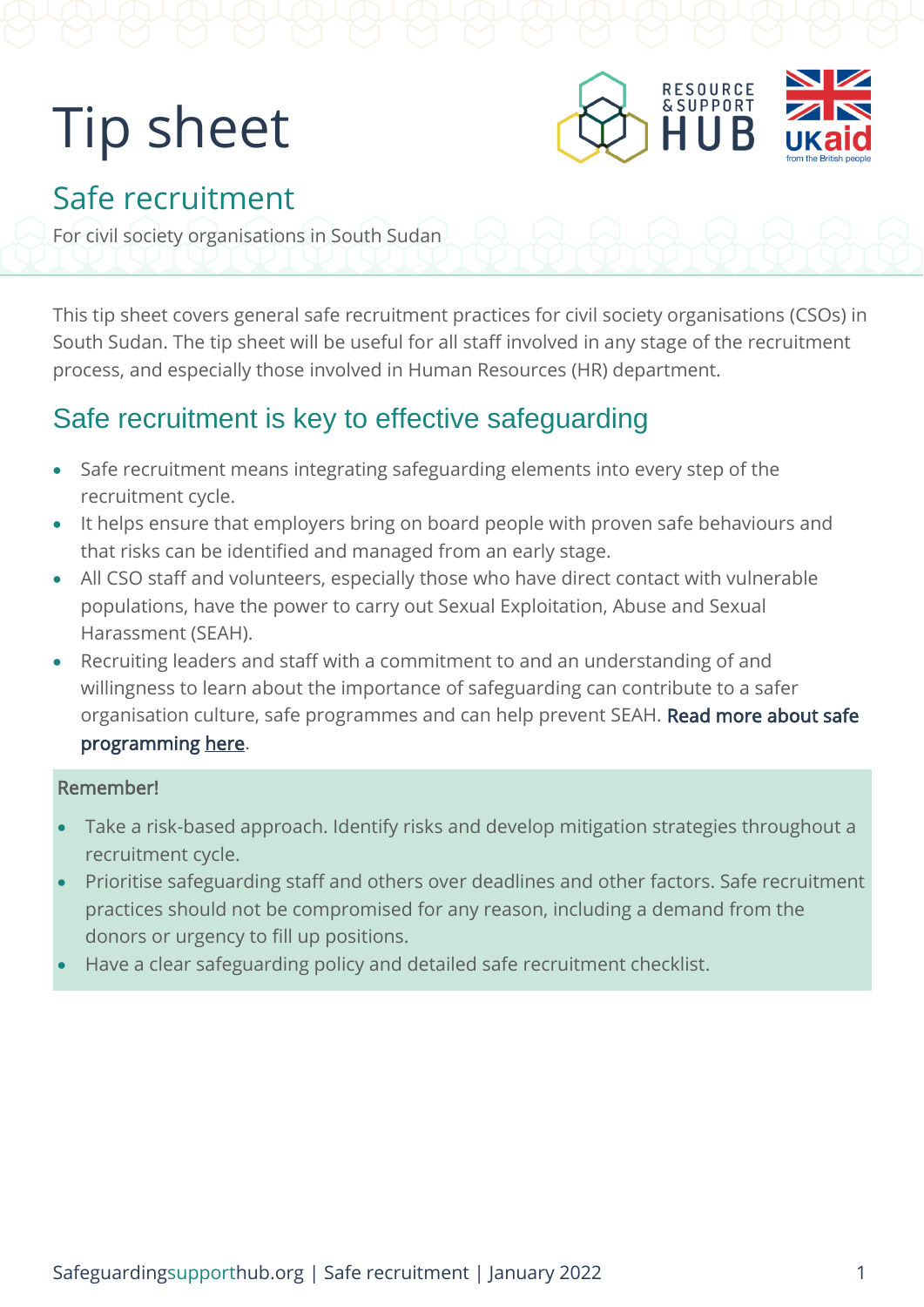# Tip sheet

## Safe recruitment

For civil society organisations in South Sudan

This tip sheet covers general safe recruitment practices for civil society organisations (CSOs) in South Sudan. The tip sheet will be useful for all staff involved in any stage of the recruitment process, and especially those involved in Human Resources (HR) department.

## Safe recruitment is key to effective safeguarding

- Safe recruitment means integrating safeguarding elements into every step of the recruitment cycle.
- It helps ensure that employers bring on board people with proven safe behaviours and that risks can be identified and managed from an early stage.
- All CSO staff and volunteers, especially those who have direct contact with vulnerable populations, have the power to carry out Sexual Exploitation, Abuse and Sexual Harassment (SEAH).
- Recruiting leaders and staff with a commitment to and an understanding of and willingness to learn about the importance of safeguarding can contribute to a safer organisation culture, safe programmes and can help prevent SEAH. **Read more about safe programming here**.

**Remember!**

- Take a risk-based approach. Identify risks and develop mitigation strategies throughout a recruitment cycle.
- Prioritise safeguarding staff and others over deadlines and other factors. Safe recruitment practices should not be compromised for any reason, including a demand from the donors or urgency to fill up positions.
- Have a clear safeguarding policy and detailed safe recruitment checklist.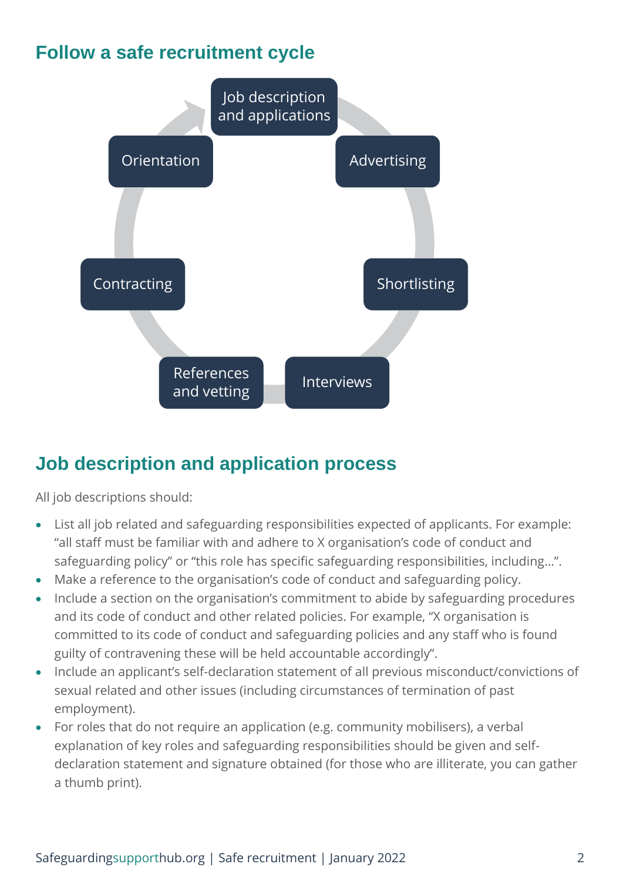## Follow a safe recruitment cycle

- Job description and applications
- Advertising
- Shortlisting
- Interviews
- References and vetting
- Contracting
- Orientation

## Job description and application process

All job descriptions should:

- List all job related and safeguarding responsibilities expected of applicants. For example: "all staff must be familiar with and adhere to X organisation's code of conduct and safeguarding policy" or "this role has specific safeguarding responsibilities, including…".
- Make a reference to the organisation's code of conduct and safeguarding policy.
- Include a section on the organisation's commitment to abide by safeguarding procedures and its code of conduct and other related policies. For example, "X organisation is committed to its code of conduct and safeguarding policies and any staff who is found guilty of contravening these will be held accountable accordingly".
- Include an applicant's self-declaration statement of all previous misconduct/convictions of sexual related and other issues (including circumstances of termination of past employment).
- For roles that do not require an application (e.g. community mobilisers), a verbal explanation of key roles and safeguarding responsibilities should be given and self-declaration statement and signature obtained (for those who are illiterate, you can gather a thumb print).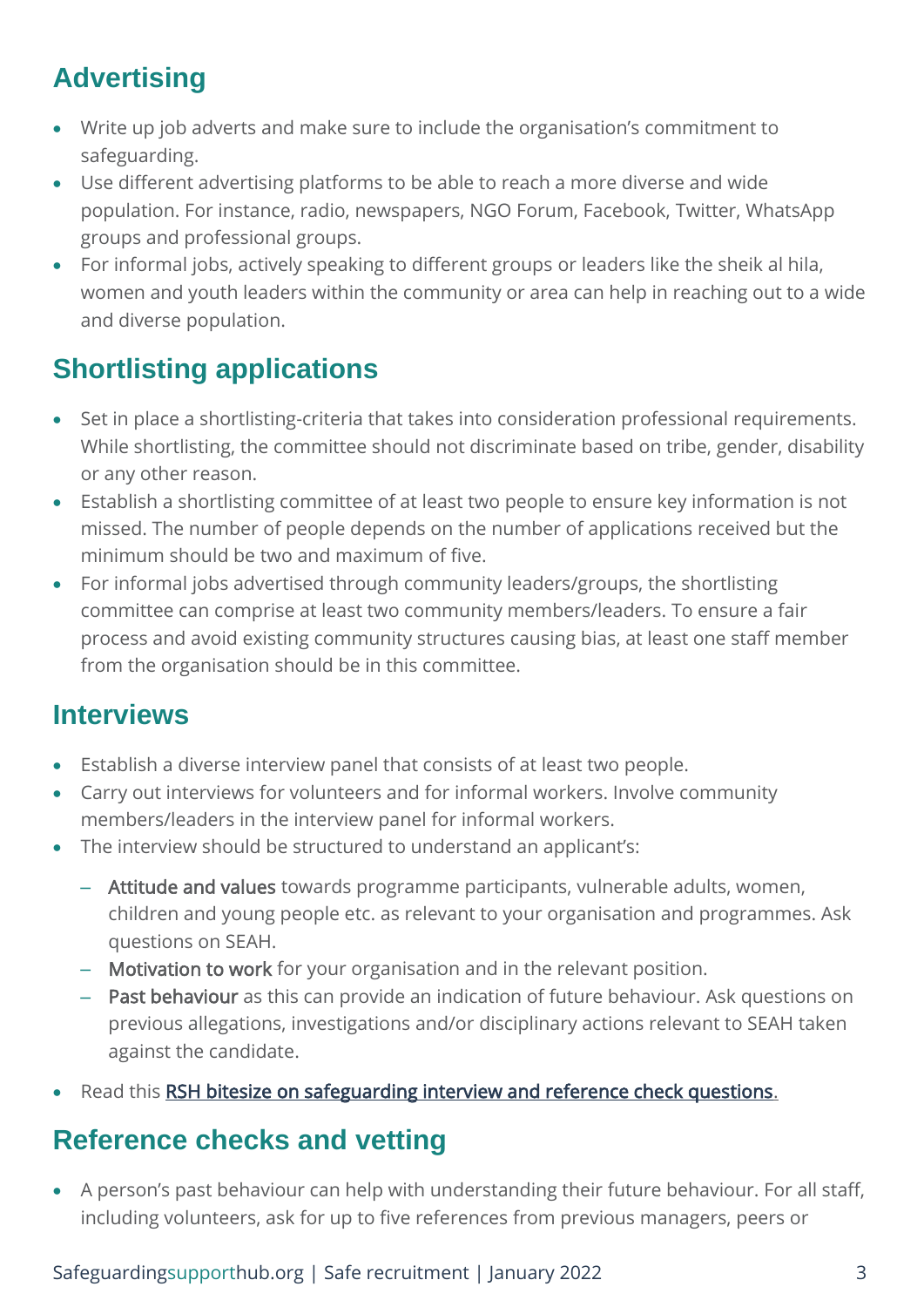## Advertising

- Write up job adverts and make sure to include the organisation's commitment to safeguarding.
- Use different advertising platforms to be able to reach a more diverse and wide population. For instance, radio, newspapers, NGO Forum, Facebook, Twitter, WhatsApp groups and professional groups.
- For informal jobs, actively speaking to different groups or leaders like the sheik al hila, women and youth leaders within the community or area can help in reaching out to a wide and diverse population.

## Shortlisting applications

- Set in place a shortlisting-criteria that takes into consideration professional requirements. While shortlisting, the committee should not discriminate based on tribe, gender, disability or any other reason.
- Establish a shortlisting committee of at least two people to ensure key information is not missed. The number of people depends on the number of applications received but the minimum should be two and maximum of five.
- For informal jobs advertised through community leaders/groups, the shortlisting committee can comprise at least two community members/leaders. To ensure a fair process and avoid existing community structures causing bias, at least one staff member from the organisation should be in this committee.

## Interviews

- Establish a diverse interview panel that consists of at least two people.
- Carry out interviews for volunteers and for informal workers. Involve community members/leaders in the interview panel for informal workers.
- The interview should be structured to understand an applicant's:
  - **Attitude and values** towards programme participants, vulnerable adults, women, children and young people etc. as relevant to your organisation and programmes. Ask questions on SEAH.
  - **Motivation to work** for your organisation and in the relevant position.
  - **Past behaviour** as this can provide an indication of future behaviour. Ask questions on previous allegations, investigations and/or disciplinary actions relevant to SEAH taken against the candidate.
- Read this [RSH bitesize on safeguarding interview and reference check questions](#).

## Reference checks and vetting

- A person's past behaviour can help with understanding their future behaviour. For all staff, including volunteers, ask for up to five references from previous managers, peers or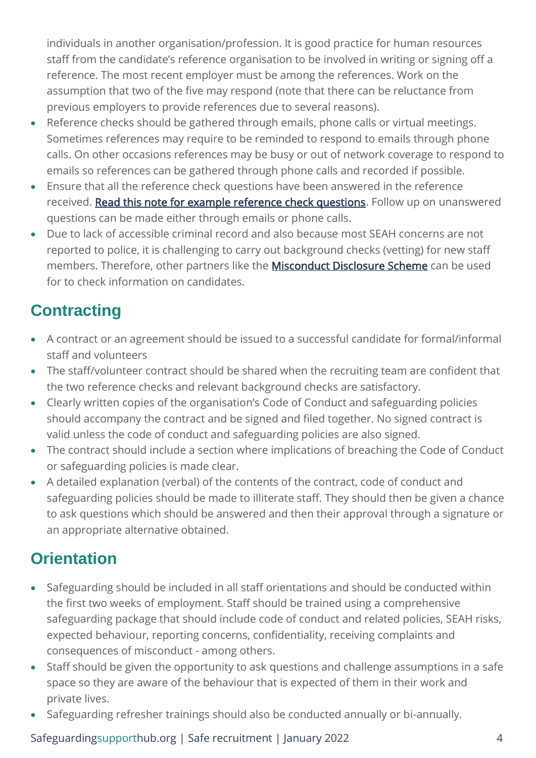individuals in another organisation/profession. It is good practice for human resources staff from the candidate's reference organisation to be involved in writing or signing off a reference. The most recent employer must be among the references. Work on the assumption that two of the five may respond (note that there can be reluctance from previous employers to provide references due to several reasons).

- Reference checks should be gathered through emails, phone calls or virtual meetings. Sometimes references may require to be reminded to respond to emails through phone calls. On other occasions references may be busy or out of network coverage to respond to emails so references can be gathered through phone calls and recorded if possible.
- Ensure that all the reference check questions have been answered in the reference received. Read this note for example reference check questions. Follow up on unanswered questions can be made either through emails or phone calls.
- Due to lack of accessible criminal record and also because most SEAH concerns are not reported to police, it is challenging to carry out background checks (vetting) for new staff members. Therefore, other partners like the **Misconduct Disclosure Scheme** can be used for to check information on candidates.

## Contracting

- A contract or an agreement should be issued to a successful candidate for formal/informal staff and volunteers
- The staff/volunteer contract should be shared when the recruiting team are confident that the two reference checks and relevant background checks are satisfactory.
- Clearly written copies of the organisation's Code of Conduct and safeguarding policies should accompany the contract and be signed and filed together. No signed contract is valid unless the code of conduct and safeguarding policies are also signed.
- The contract should include a section where implications of breaching the Code of Conduct or safeguarding policies is made clear.
- A detailed explanation (verbal) of the contents of the contract, code of conduct and safeguarding policies should be made to illiterate staff. They should then be given a chance to ask questions which should be answered and then their approval through a signature or an appropriate alternative obtained.

## Orientation

- Safeguarding should be included in all staff orientations and should be conducted within the first two weeks of employment. Staff should be trained using a comprehensive safeguarding package that should include code of conduct and related policies, SEAH risks, expected behaviour, reporting concerns, confidentiality, receiving complaints and consequences of misconduct - among others.
- Staff should be given the opportunity to ask questions and challenge assumptions in a safe space so they are aware of the behaviour that is expected of them in their work and private lives.
- Safeguarding refresher trainings should also be conducted annually or bi-annually.